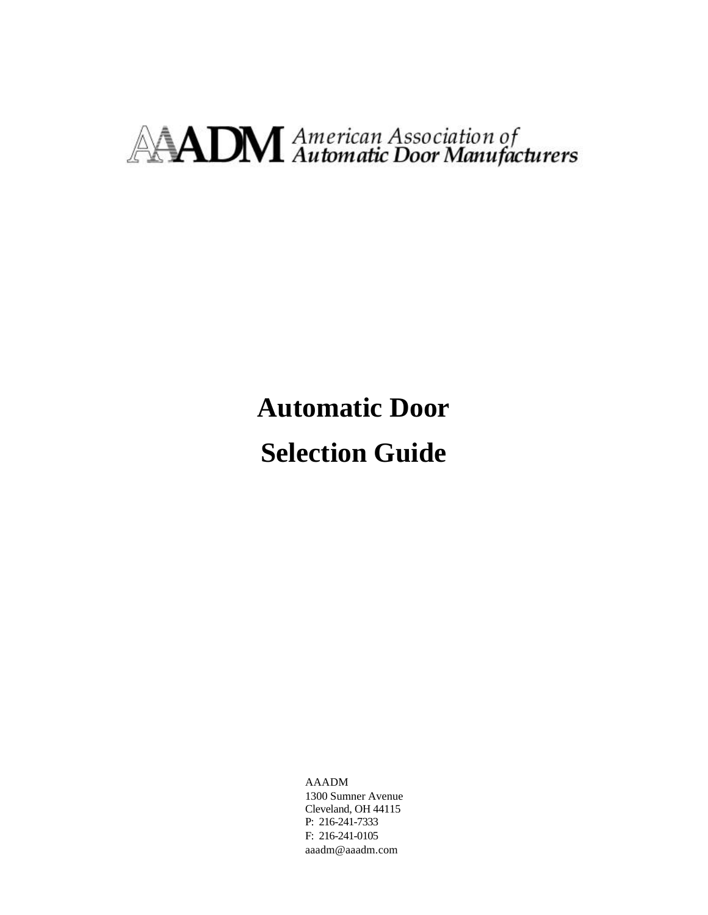AAADM American Association of Automatic Door Manufacturers

# Automatic Door

# Selection Guide

AAADM
1300 Sumner Avenue
Cleveland, OH 44115
P: 216-241-7333
F: 216-241-0105
aaadm@aaadm.com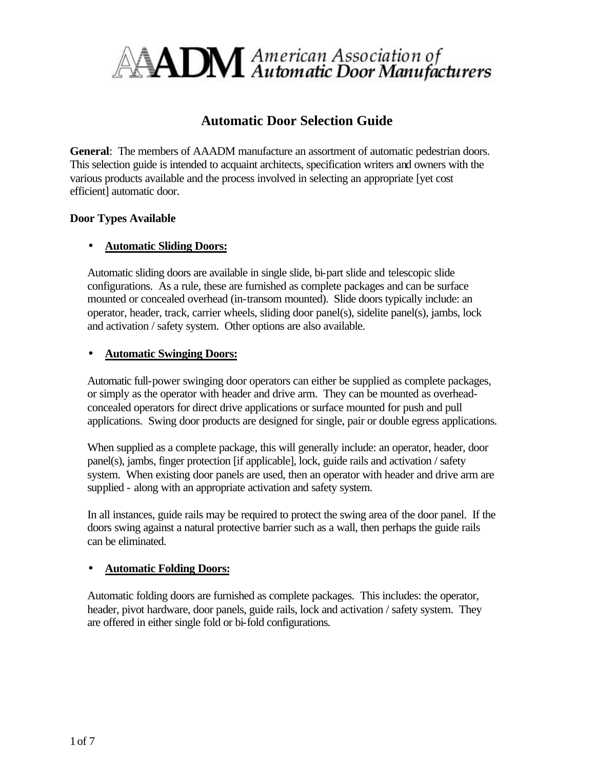# AAADM American Association of Automatic Door Manufacturers

## Automatic Door Selection Guide

**General**: The members of AAADM manufacture an assortment of automatic pedestrian doors. This selection guide is intended to acquaint architects, specification writers and owners with the various products available and the process involved in selecting an appropriate [yet cost efficient] automatic door.

### Door Types Available

- **Automatic Sliding Doors:**

  Automatic sliding doors are available in single slide, bi-part slide and telescopic slide configurations. As a rule, these are furnished as complete packages and can be surface mounted or concealed overhead (in-transom mounted). Slide doors typically include: an operator, header, track, carrier wheels, sliding door panel(s), sidelite panel(s), jambs, lock and activation / safety system. Other options are also available.

- **Automatic Swinging Doors:**

  Automatic full-power swinging door operators can either be supplied as complete packages, or simply as the operator with header and drive arm. They can be mounted as overhead-concealed operators for direct drive applications or surface mounted for push and pull applications. Swing door products are designed for single, pair or double egress applications.

  When supplied as a complete package, this will generally include: an operator, header, door panel(s), jambs, finger protection [if applicable], lock, guide rails and activation / safety system. When existing door panels are used, then an operator with header and drive arm are supplied - along with an appropriate activation and safety system.

  In all instances, guide rails may be required to protect the swing area of the door panel. If the doors swing against a natural protective barrier such as a wall, then perhaps the guide rails can be eliminated.

- **Automatic Folding Doors:**

  Automatic folding doors are furnished as complete packages. This includes: the operator, header, pivot hardware, door panels, guide rails, lock and activation / safety system. They are offered in either single fold or bi-fold configurations.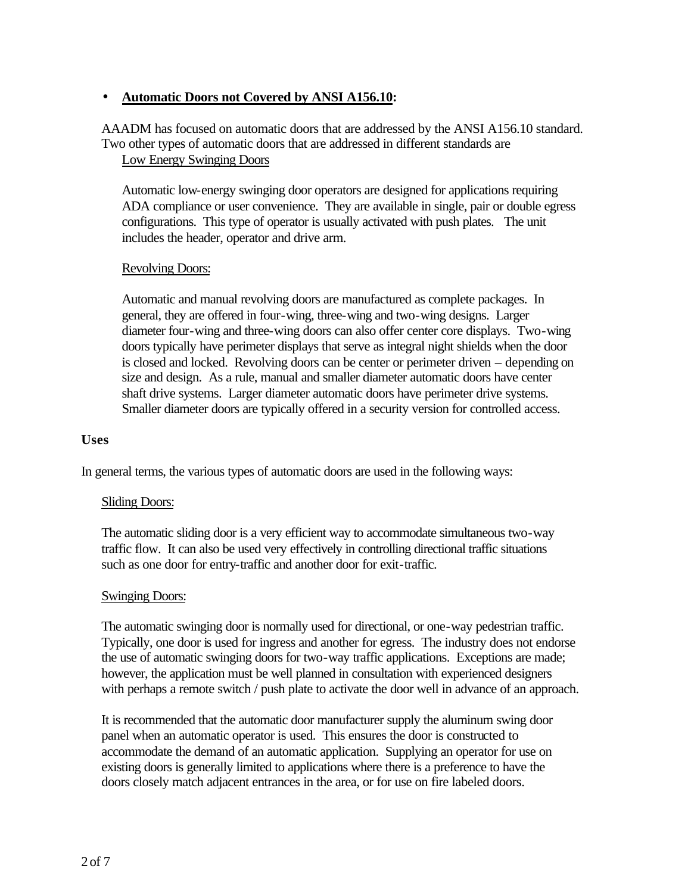- **Automatic Doors not Covered by ANSI A156.10:**

AAADM has focused on automatic doors that are addressed by the ANSI A156.10 standard. Two other types of automatic doors that are addressed in different standards are

Low Energy Swinging Doors

Automatic low-energy swinging door operators are designed for applications requiring ADA compliance or user convenience. They are available in single, pair or double egress configurations. This type of operator is usually activated with push plates. The unit includes the header, operator and drive arm.

Revolving Doors:

Automatic and manual revolving doors are manufactured as complete packages. In general, they are offered in four-wing, three-wing and two-wing designs. Larger diameter four-wing and three-wing doors can also offer center core displays. Two-wing doors typically have perimeter displays that serve as integral night shields when the door is closed and locked. Revolving doors can be center or perimeter driven – depending on size and design. As a rule, manual and smaller diameter automatic doors have center shaft drive systems. Larger diameter automatic doors have perimeter drive systems. Smaller diameter doors are typically offered in a security version for controlled access.

**Uses**

In general terms, the various types of automatic doors are used in the following ways:

Sliding Doors:

The automatic sliding door is a very efficient way to accommodate simultaneous two-way traffic flow. It can also be used very effectively in controlling directional traffic situations such as one door for entry-traffic and another door for exit-traffic.

Swinging Doors:

The automatic swinging door is normally used for directional, or one-way pedestrian traffic. Typically, one door is used for ingress and another for egress. The industry does not endorse the use of automatic swinging doors for two-way traffic applications. Exceptions are made; however, the application must be well planned in consultation with experienced designers with perhaps a remote switch / push plate to activate the door well in advance of an approach.

It is recommended that the automatic door manufacturer supply the aluminum swing door panel when an automatic operator is used. This ensures the door is constructed to accommodate the demand of an automatic application. Supplying an operator for use on existing doors is generally limited to applications where there is a preference to have the doors closely match adjacent entrances in the area, or for use on fire labeled doors.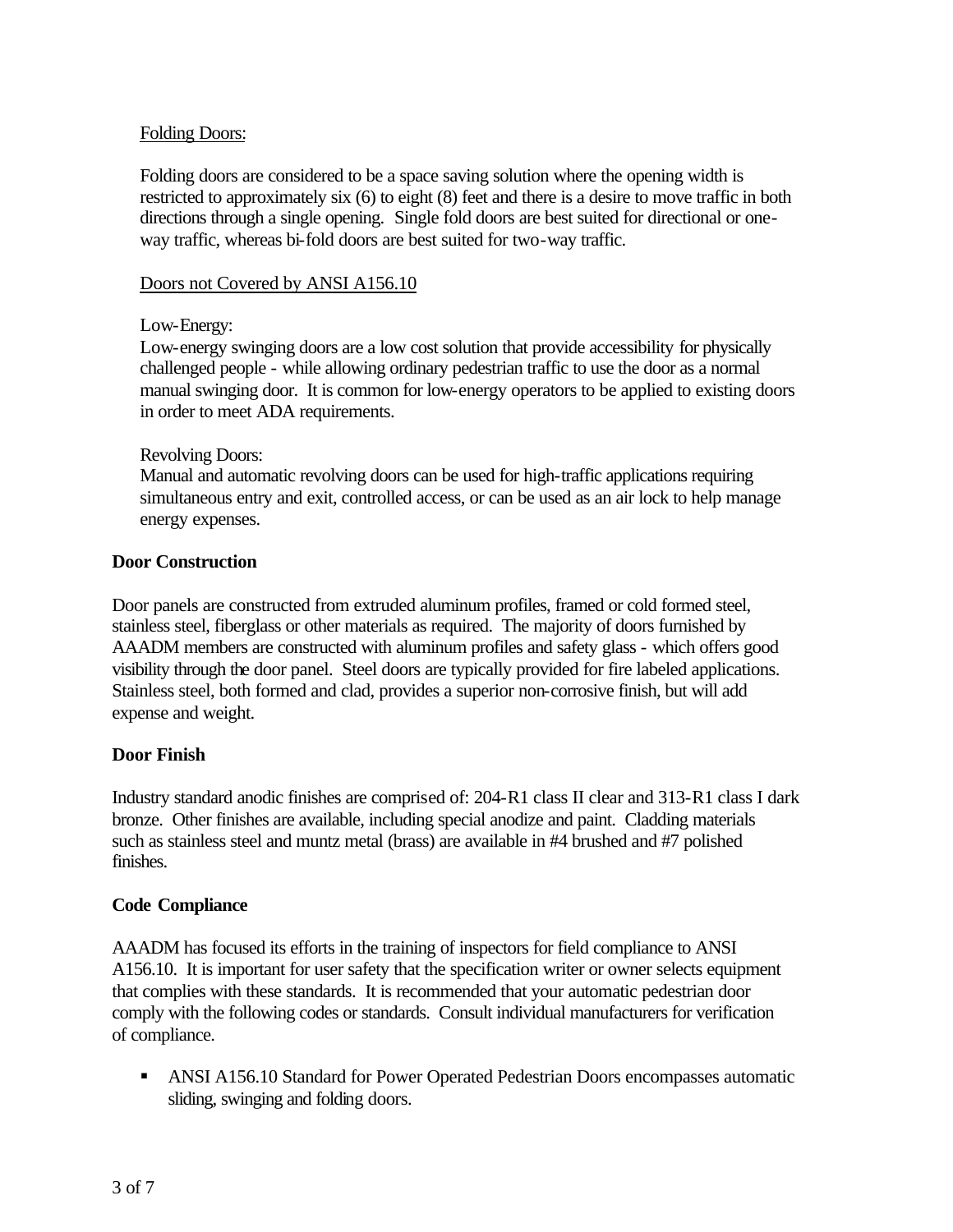Folding Doors:

Folding doors are considered to be a space saving solution where the opening width is restricted to approximately six (6) to eight (8) feet and there is a desire to move traffic in both directions through a single opening. Single fold doors are best suited for directional or one-way traffic, whereas bi-fold doors are best suited for two-way traffic.

Doors not Covered by ANSI A156.10

Low-Energy:
Low-energy swinging doors are a low cost solution that provide accessibility for physically challenged people - while allowing ordinary pedestrian traffic to use the door as a normal manual swinging door. It is common for low-energy operators to be applied to existing doors in order to meet ADA requirements.

Revolving Doors:
Manual and automatic revolving doors can be used for high-traffic applications requiring simultaneous entry and exit, controlled access, or can be used as an air lock to help manage energy expenses.

**Door Construction**

Door panels are constructed from extruded aluminum profiles, framed or cold formed steel, stainless steel, fiberglass or other materials as required. The majority of doors furnished by AAADM members are constructed with aluminum profiles and safety glass - which offers good visibility through the door panel. Steel doors are typically provided for fire labeled applications. Stainless steel, both formed and clad, provides a superior non-corrosive finish, but will add expense and weight.

**Door Finish**

Industry standard anodic finishes are comprised of: 204-R1 class II clear and 313-R1 class I dark bronze. Other finishes are available, including special anodize and paint. Cladding materials such as stainless steel and muntz metal (brass) are available in #4 brushed and #7 polished finishes.

**Code Compliance**

AAADM has focused its efforts in the training of inspectors for field compliance to ANSI A156.10. It is important for user safety that the specification writer or owner selects equipment that complies with these standards. It is recommended that your automatic pedestrian door comply with the following codes or standards. Consult individual manufacturers for verification of compliance.

- ANSI A156.10 Standard for Power Operated Pedestrian Doors encompasses automatic sliding, swinging and folding doors.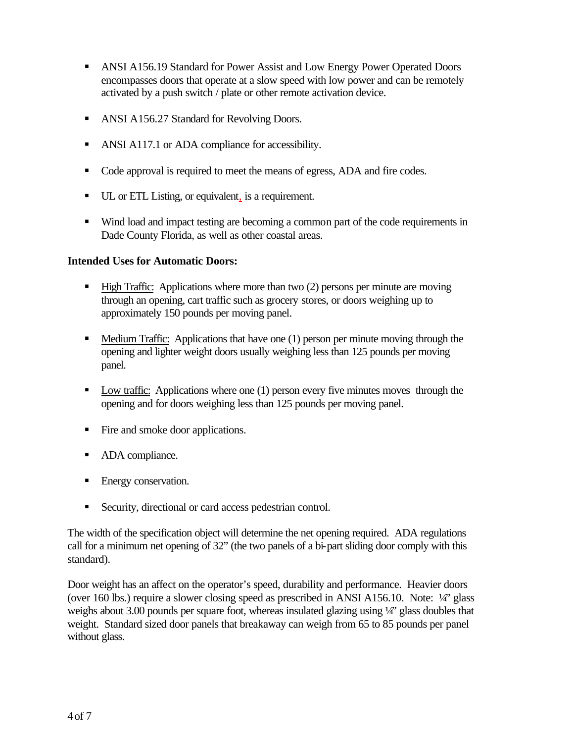- ANSI A156.19 Standard for Power Assist and Low Energy Power Operated Doors encompasses doors that operate at a slow speed with low power and can be remotely activated by a push switch / plate or other remote activation device.

- ANSI A156.27 Standard for Revolving Doors.

- ANSI A117.1 or ADA compliance for accessibility.

- Code approval is required to meet the means of egress, ADA and fire codes.

- UL or ETL Listing, or equivalent, is a requirement.

- Wind load and impact testing are becoming a common part of the code requirements in Dade County Florida, as well as other coastal areas.

**Intended Uses for Automatic Doors:**

- High Traffic: Applications where more than two (2) persons per minute are moving through an opening, cart traffic such as grocery stores, or doors weighing up to approximately 150 pounds per moving panel.

- Medium Traffic: Applications that have one (1) person per minute moving through the opening and lighter weight doors usually weighing less than 125 pounds per moving panel.

- Low traffic: Applications where one (1) person every five minutes moves through the opening and for doors weighing less than 125 pounds per moving panel.

- Fire and smoke door applications.

- ADA compliance.

- Energy conservation.

- Security, directional or card access pedestrian control.

The width of the specification object will determine the net opening required. ADA regulations call for a minimum net opening of 32" (the two panels of a bi-part sliding door comply with this standard).

Door weight has an affect on the operator's speed, durability and performance. Heavier doors (over 160 lbs.) require a slower closing speed as prescribed in ANSI A156.10. Note: ¼" glass weighs about 3.00 pounds per square foot, whereas insulated glazing using ¼" glass doubles that weight. Standard sized door panels that breakaway can weigh from 65 to 85 pounds per panel without glass.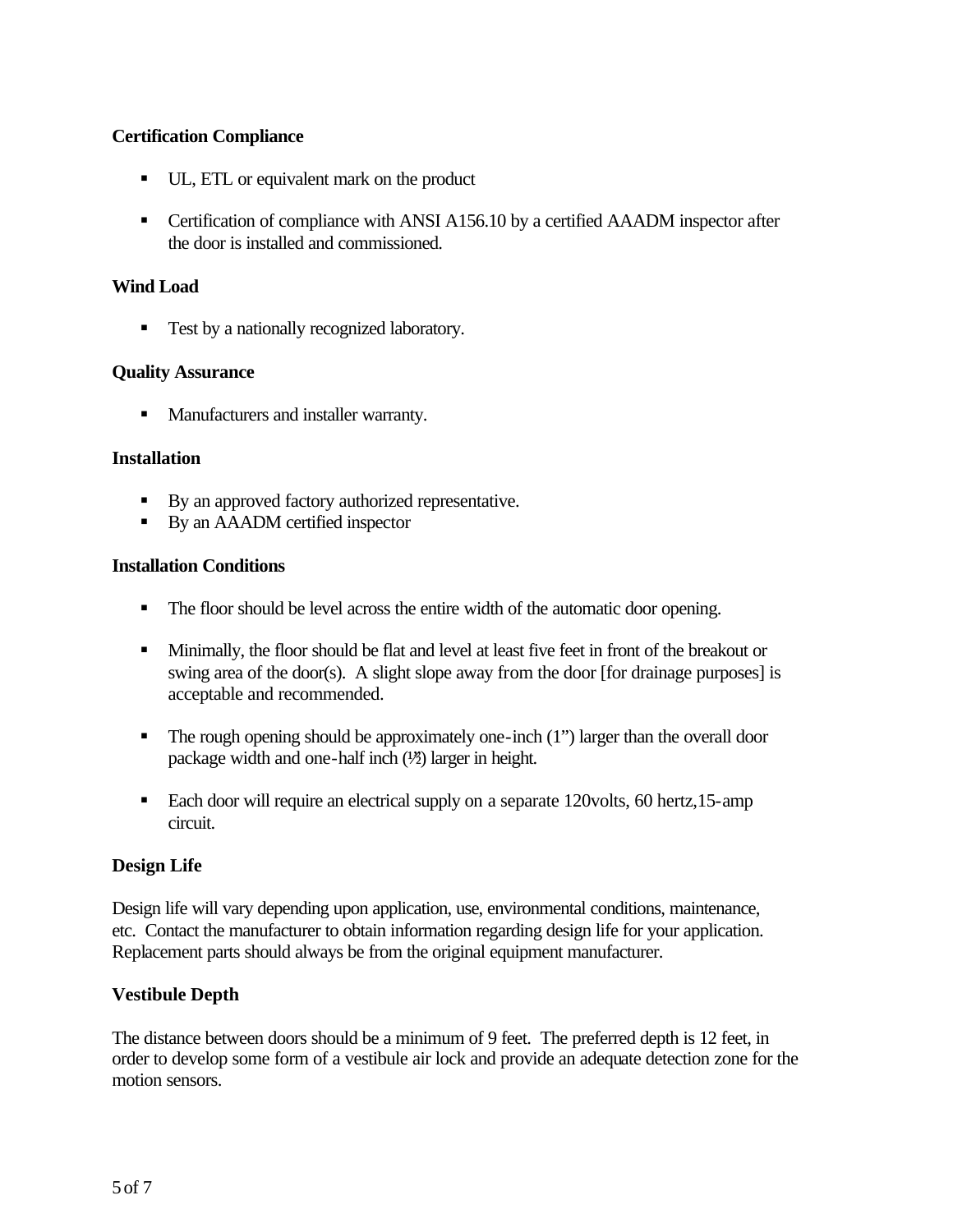**Certification Compliance**

- UL, ETL or equivalent mark on the product
- Certification of compliance with ANSI A156.10 by a certified AAADM inspector after the door is installed and commissioned.

**Wind Load**

- Test by a nationally recognized laboratory.

**Quality Assurance**

- Manufacturers and installer warranty.

**Installation**

- By an approved factory authorized representative.
- By an AAADM certified inspector

**Installation Conditions**

- The floor should be level across the entire width of the automatic door opening.
- Minimally, the floor should be flat and level at least five feet in front of the breakout or swing area of the door(s). A slight slope away from the door [for drainage purposes] is acceptable and recommended.
- The rough opening should be approximately one-inch (1") larger than the overall door package width and one-half inch (½) larger in height.
- Each door will require an electrical supply on a separate 120volts, 60 hertz,15-amp circuit.

**Design Life**

Design life will vary depending upon application, use, environmental conditions, maintenance, etc. Contact the manufacturer to obtain information regarding design life for your application. Replacement parts should always be from the original equipment manufacturer.

**Vestibule Depth**

The distance between doors should be a minimum of 9 feet. The preferred depth is 12 feet, in order to develop some form of a vestibule air lock and provide an adequate detection zone for the motion sensors.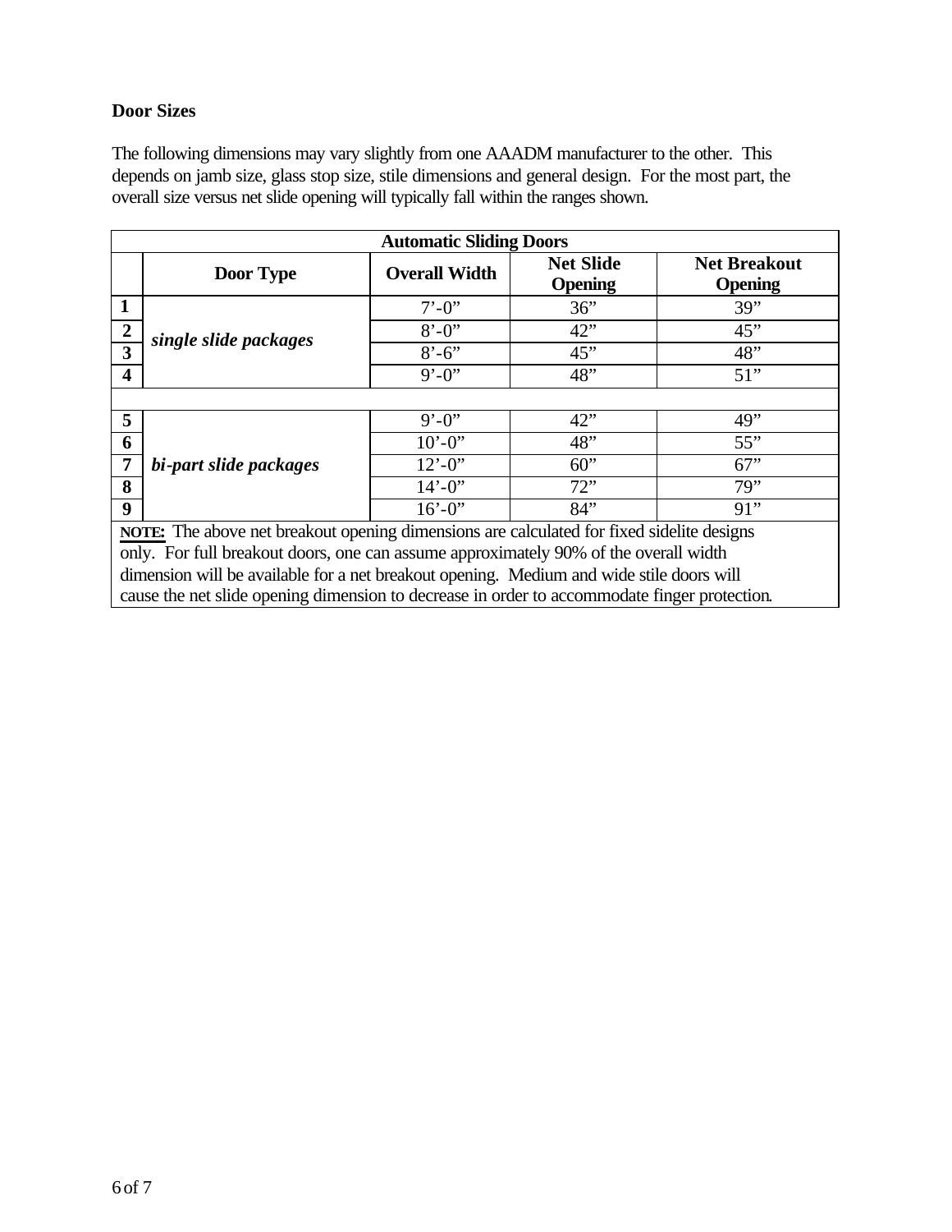**Door Sizes**

The following dimensions may vary slightly from one AAADM manufacturer to the other. This depends on jamb size, glass stop size, stile dimensions and general design. For the most part, the overall size versus net slide opening will typically fall within the ranges shown.

| Automatic Sliding Doors | | | | |
|---|---|---|---|---|
| | **Door Type** | **Overall Width** | **Net Slide Opening** | **Net Breakout Opening** |
| **1** | ***single slide packages*** | 7'-0" | 36" | 39" |
| **2** | | 8'-0" | 42" | 45" |
| **3** | | 8'-6" | 45" | 48" |
| **4** | | 9'-0" | 48" | 51" |
| | | | | |
| **5** | ***bi-part slide packages*** | 9'-0" | 42" | 49" |
| **6** | | 10'-0" | 48" | 55" |
| **7** | | 12'-0" | 60" | 67" |
| **8** | | 14'-0" | 72" | 79" |
| **9** | | 16'-0" | 84" | 91" |

**NOTE:** The above net breakout opening dimensions are calculated for fixed sidelite designs only. For full breakout doors, one can assume approximately 90% of the overall width dimension will be available for a net breakout opening. Medium and wide stile doors will cause the net slide opening dimension to decrease in order to accommodate finger protection.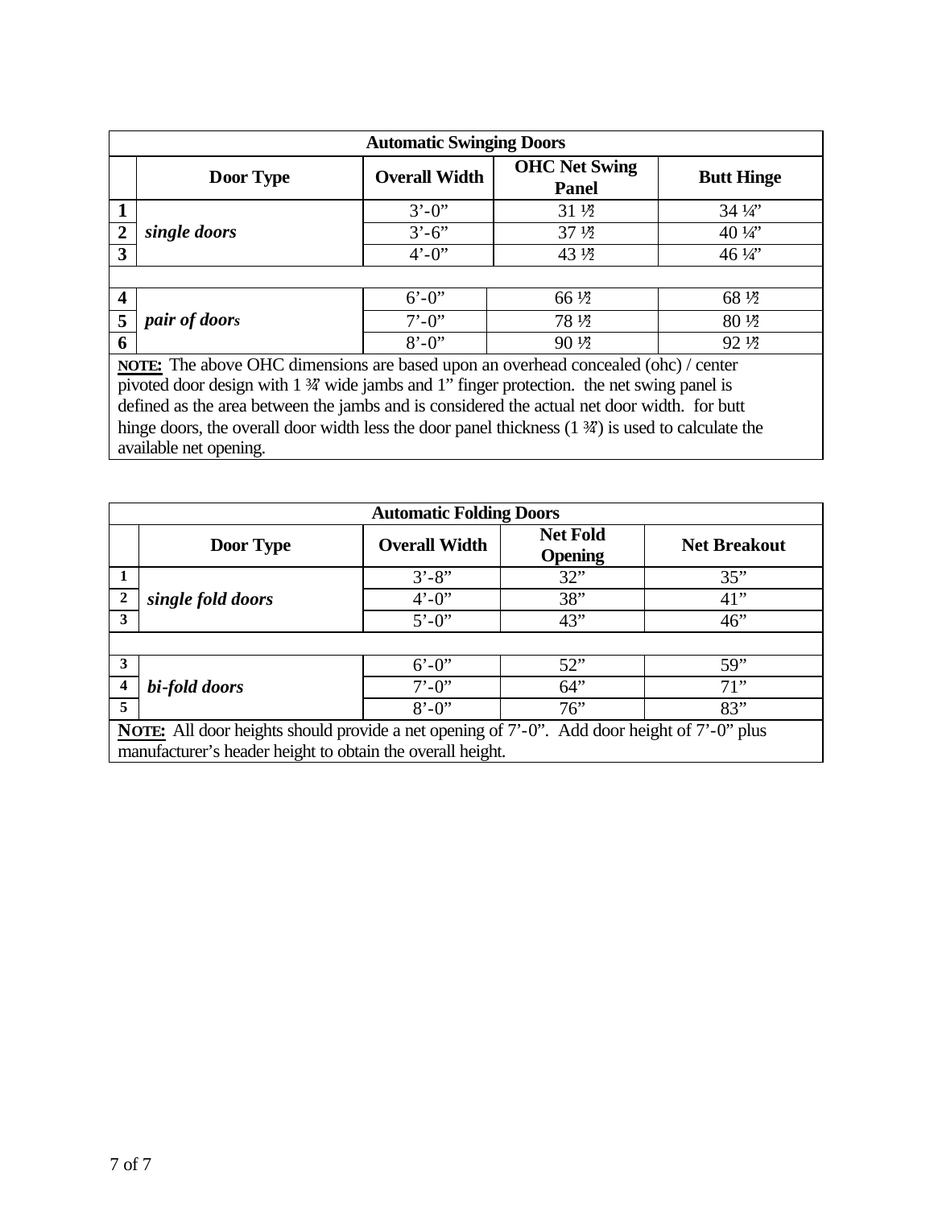| Automatic Swinging Doors | | | | |
|---|---|---|---|---|
| | **Door Type** | **Overall Width** | **OHC Net Swing Panel** | **Butt Hinge** |
| **1** | *single doors* | 3'-0" | 31 ½ | 34 ¼" |
| **2** | | 3'-6" | 37 ½ | 40 ¼" |
| **3** | | 4'-0" | 43 ½ | 46 ¼" |
| | | | | |
| **4** | *pair of doors* | 6'-0" | 66 ½ | 68 ½ |
| **5** | | 7'-0" | 78 ½ | 80 ½ |
| **6** | | 8'-0" | 90 ½ | 92 ½ |

**NOTE:** The above OHC dimensions are based upon an overhead concealed (ohc) / center pivoted door design with 1 ¾" wide jambs and 1" finger protection. the net swing panel is defined as the area between the jambs and is considered the actual net door width. for butt hinge doors, the overall door width less the door panel thickness (1 ¾") is used to calculate the available net opening.

| Automatic Folding Doors | | | | |
|---|---|---|---|---|
| | **Door Type** | **Overall Width** | **Net Fold Opening** | **Net Breakout** |
| **1** | *single fold doors* | 3'-8" | 32" | 35" |
| **2** | | 4'-0" | 38" | 41" |
| **3** | | 5'-0" | 43" | 46" |
| | | | | |
| **3** | *bi-fold doors* | 6'-0" | 52" | 59" |
| **4** | | 7'-0" | 64" | 71" |
| **5** | | 8'-0" | 76" | 83" |

**NOTE:** All door heights should provide a net opening of 7'-0". Add door height of 7'-0" plus manufacturer's header height to obtain the overall height.